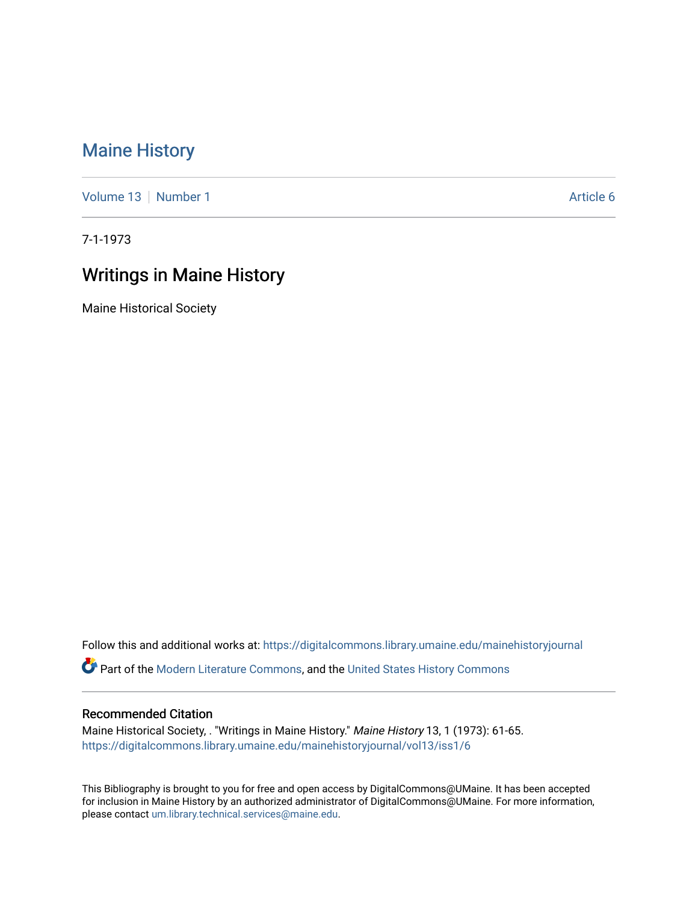# Maine History

Volume 13 | Number 1 | Article 6

7-1-1973

## Writings in Maine History

Maine Historical Society

Follow this and additional works at: https://digitalcommons.library.umaine.edu/mainehistoryjournal

Part of the Modern Literature Commons, and the United States History Commons

### Recommended Citation

Maine Historical Society, . "Writings in Maine History." *Maine History* 13, 1 (1973): 61-65.
https://digitalcommons.library.umaine.edu/mainehistoryjournal/vol13/iss1/6

This Bibliography is brought to you for free and open access by DigitalCommons@UMaine. It has been accepted for inclusion in Maine History by an authorized administrator of DigitalCommons@UMaine. For more information, please contact um.library.technical.services@maine.edu.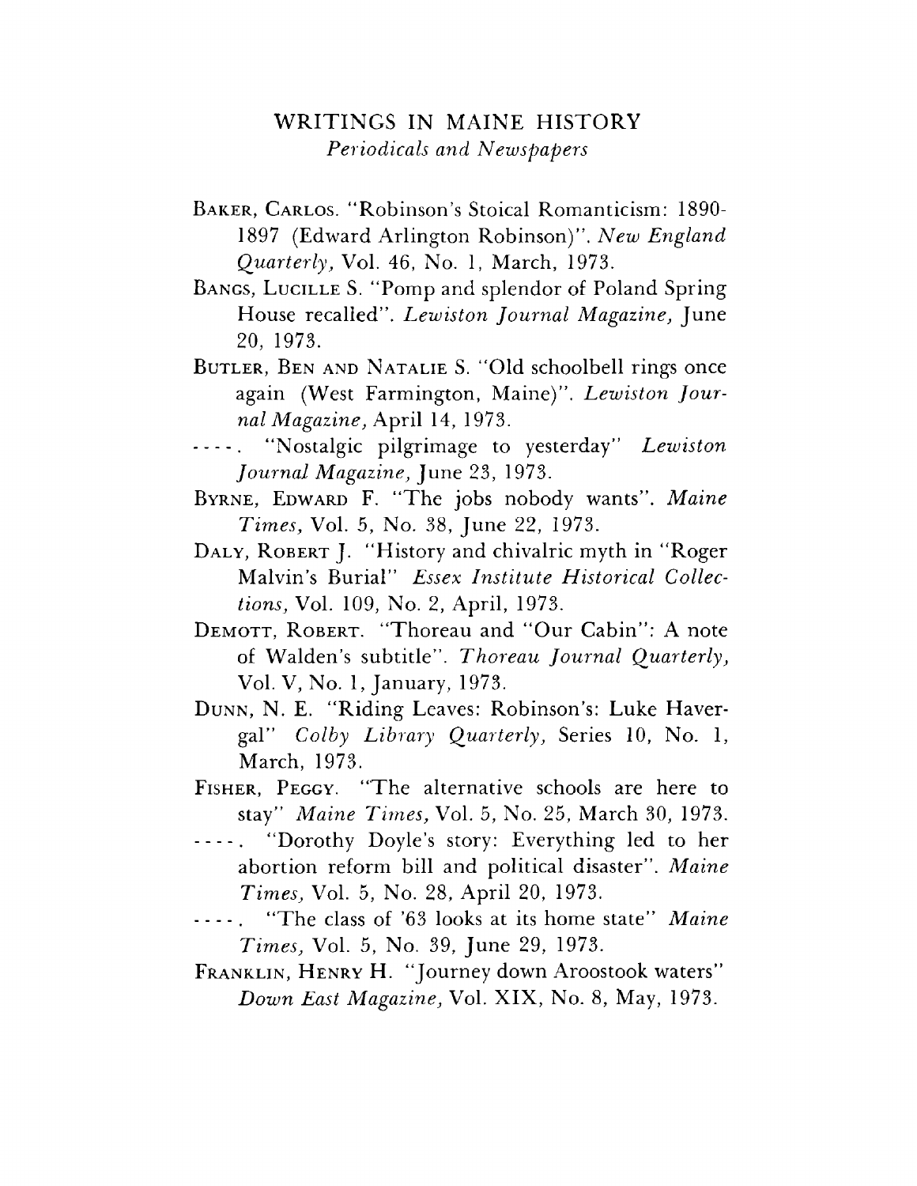## WRITINGS IN MAINE HISTORY

*Periodicals and Newspapers*

BAKER, CARLOS. "Robinson's Stoical Romanticism: 1890-1897 (Edward Arlington Robinson)". *New England Quarterly,* Vol. 46, No. 1, March, 1973.

BANGS, LUCILLE S. "Pomp and splendor of Poland Spring House recalled". *Lewiston Journal Magazine,* June 20, 1973.

BUTLER, BEN AND NATALIE S. "Old schoolbell rings once again (West Farmington, Maine)". *Lewiston Journal Magazine,* April 14, 1973.

----. "Nostalgic pilgrimage to yesterday" *Lewiston Journal Magazine,* June 23, 1973.

BYRNE, EDWARD F. "The jobs nobody wants". *Maine Times,* Vol. 5, No. 38, June 22, 1973.

DALY, ROBERT J. "History and chivalric myth in "Roger Malvin's Burial" *Essex Institute Historical Collections,* Vol. 109, No. 2, April, 1973.

DEMOTT, ROBERT. "Thoreau and "Our Cabin": A note of Walden's subtitle". *Thoreau Journal Quarterly,* Vol. V, No. 1, January, 1973.

DUNN, N. E. "Riding Leaves: Robinson's: Luke Havergal" *Colby Library Quarterly,* Series 10, No. 1, March, 1973.

FISHER, PEGGY. "The alternative schools are here to stay" *Maine Times,* Vol. 5, No. 25, March 30, 1973.

----. "Dorothy Doyle's story: Everything led to her abortion reform bill and political disaster". *Maine Times,* Vol. 5, No. 28, April 20, 1973.

----. "The class of '63 looks at its home state" *Maine Times,* Vol. 5, No. 39, June 29, 1973.

FRANKLIN, HENRY H. "Journey down Aroostook waters" *Down East Magazine,* Vol. XIX, No. 8, May, 1973.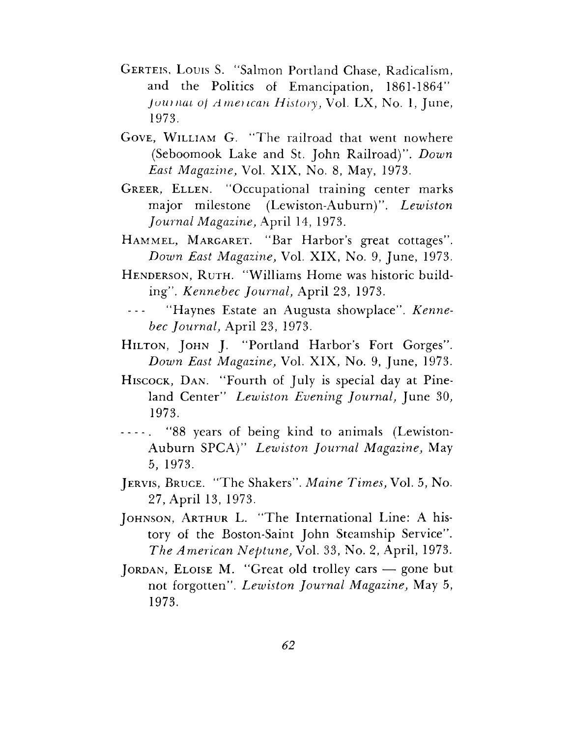GERTEIS, LOUIS S. "Salmon Portland Chase, Radicalism, and the Politics of Emancipation, 1861-1864" *Journal of American History,* Vol. LX, No. 1, June, 1973.

GOVE, WILLIAM G. "The railroad that went nowhere (Seboomook Lake and St. John Railroad)". *Down East Magazine,* Vol. XIX, No. 8, May, 1973.

GREER, ELLEN. "Occupational training center marks major milestone (Lewiston-Auburn)". *Lewiston Journal Magazine,* April 14, 1973.

HAMMEL, MARGARET. "Bar Harbor's great cottages". *Down East Magazine,* Vol. XIX, No. 9, June, 1973.

HENDERSON, RUTH. "Williams Home was historic building". *Kennebec Journal,* April 23, 1973.

--- "Haynes Estate an Augusta showplace". *Kennebec Journal,* April 23, 1973.

HILTON, JOHN J. "Portland Harbor's Fort Gorges". *Down East Magazine,* Vol. XIX, No. 9, June, 1973.

HISCOCK, DAN. "Fourth of July is special day at Pineland Center" *Lewiston Evening Journal,* June 30, 1973.

----. "88 years of being kind to animals (Lewiston-Auburn SPCA)" *Lewiston Journal Magazine,* May 5, 1973.

JERVIS, BRUCE. "The Shakers". *Maine Times,* Vol. 5, No. 27, April 13, 1973.

JOHNSON, ARTHUR L. "The International Line: A history of the Boston-Saint John Steamship Service". *The American Neptune,* Vol. 33, No. 2, April, 1973.

JORDAN, ELOISE M. "Great old trolley cars — gone but not forgotten". *Lewiston Journal Magazine,* May 5, 1973.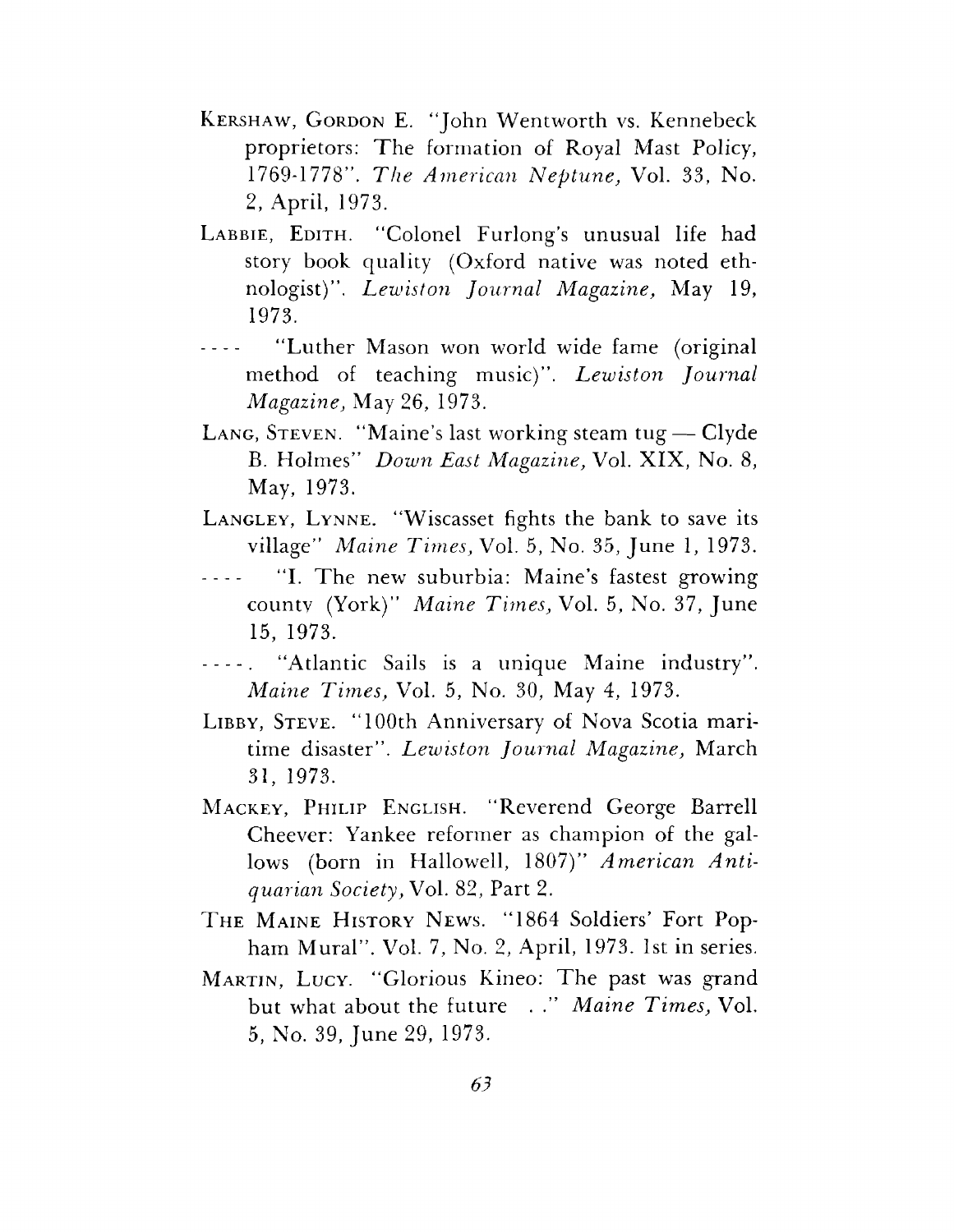KERSHAW, GORDON E. "John Wentworth vs. Kennebeck proprietors: The formation of Royal Mast Policy, 1769-1778". *The American Neptune,* Vol. 33, No. 2, April, 1973.

LABBIE, EDITH. "Colonel Furlong's unusual life had story book quality (Oxford native was noted ethnologist)". *Lewiston Journal Magazine,* May 19, 1973.

---- "Luther Mason won world wide fame (original method of teaching music)". *Lewiston Journal Magazine,* May 26, 1973.

LANG, STEVEN. "Maine's last working steam tug — Clyde B. Holmes" *Down East Magazine,* Vol. XIX, No. 8, May, 1973.

LANGLEY, LYNNE. "Wiscasset fights the bank to save its village" *Maine Times,* Vol. 5, No. 35, June 1, 1973.

---- "I. The new suburbia: Maine's fastest growing county (York)" *Maine Times,* Vol. 5, No. 37, June 15, 1973.

----. "Atlantic Sails is a unique Maine industry". *Maine Times,* Vol. 5, No. 30, May 4, 1973.

LIBBY, STEVE. "100th Anniversary of Nova Scotia maritime disaster". *Lewiston Journal Magazine,* March 31, 1973.

MACKEY, PHILIP ENGLISH. "Reverend George Barrell Cheever: Yankee reformer as champion of the gallows (born in Hallowell, 1807)" *American Antiquarian Society,* Vol. 82, Part 2.

THE MAINE HISTORY NEWS. "1864 Soldiers' Fort Popham Mural". Vol. 7, No. 2, April, 1973. 1st in series.

MARTIN, LUCY. "Glorious Kineo: The past was grand but what about the future . ." *Maine Times,* Vol. 5, No. 39, June 29, 1973.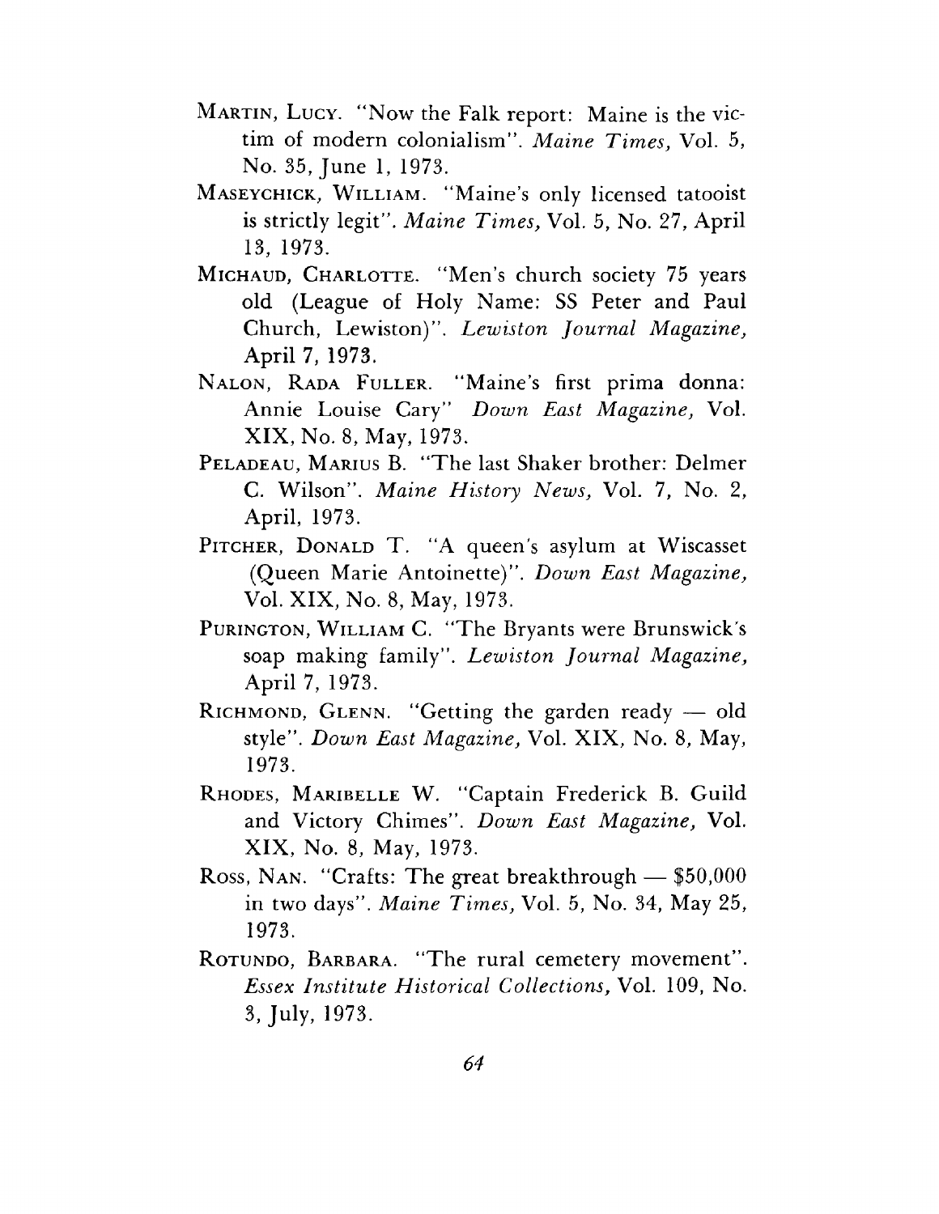MARTIN, LUCY. "Now the Falk report: Maine is the victim of modern colonialism". *Maine Times,* Vol. 5, No. 35, June 1, 1973.

MASEYCHICK, WILLIAM. "Maine's only licensed tatooist is strictly legit". *Maine Times,* Vol. 5, No. 27, April 13, 1973.

MICHAUD, CHARLOTTE. "Men's church society 75 years old (League of Holy Name: SS Peter and Paul Church, Lewiston)". *Lewiston Journal Magazine,* April 7, 1973.

NALON, RADA FULLER. "Maine's first prima donna: Annie Louise Cary" *Down East Magazine,* Vol. XIX, No. 8, May, 1973.

PELADEAU, MARIUS B. "The last Shaker brother: Delmer C. Wilson". *Maine History News,* Vol. 7, No. 2, April, 1973.

PITCHER, DONALD T. "A queen's asylum at Wiscasset (Queen Marie Antoinette)". *Down East Magazine,* Vol. XIX, No. 8, May, 1973.

PURINGTON, WILLIAM C. "The Bryants were Brunswick's soap making family". *Lewiston Journal Magazine,* April 7, 1973.

RICHMOND, GLENN. "Getting the garden ready — old style". *Down East Magazine,* Vol. XIX, No. 8, May, 1973.

RHODES, MARIBELLE W. "Captain Frederick B. Guild and Victory Chimes". *Down East Magazine,* Vol. XIX, No. 8, May, 1973.

ROSS, NAN. "Crafts: The great breakthrough — $50,000 in two days". *Maine Times,* Vol. 5, No. 34, May 25, 1973.

ROTUNDO, BARBARA. "The rural cemetery movement". *Essex Institute Historical Collections,* Vol. 109, No. 3, July, 1973.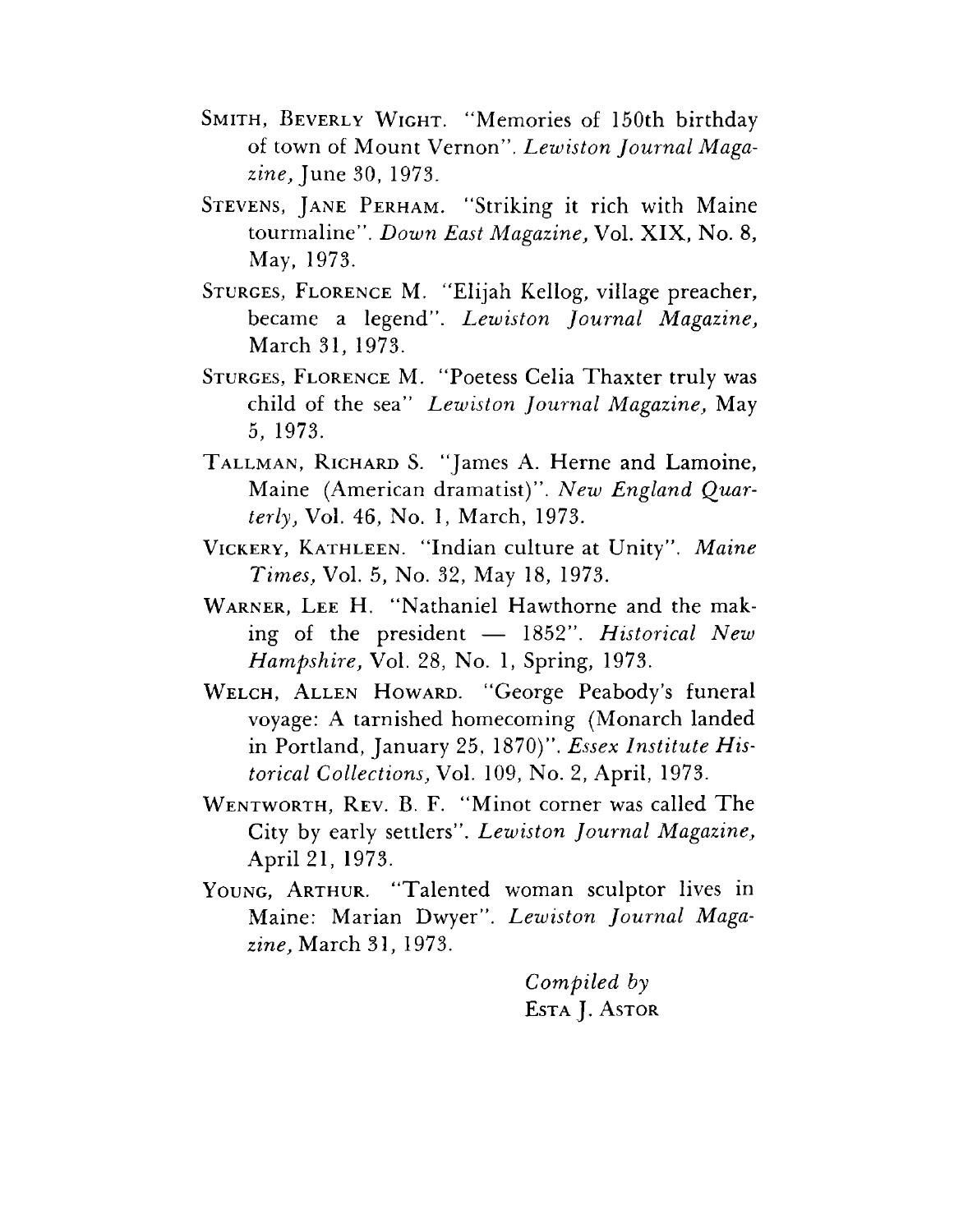SMITH, BEVERLY WIGHT. "Memories of 150th birthday of town of Mount Vernon". *Lewiston Journal Magazine,* June 30, 1973.

STEVENS, JANE PERHAM. "Striking it rich with Maine tourmaline". *Down East Magazine,* Vol. XIX, No. 8, May, 1973.

STURGES, FLORENCE M. "Elijah Kellog, village preacher, became a legend". *Lewiston Journal Magazine,* March 31, 1973.

STURGES, FLORENCE M. "Poetess Celia Thaxter truly was child of the sea" *Lewiston Journal Magazine,* May 5, 1973.

TALLMAN, RICHARD S. "James A. Herne and Lamoine, Maine (American dramatist)". *New England Quarterly,* Vol. 46, No. 1, March, 1973.

VICKERY, KATHLEEN. "Indian culture at Unity". *Maine Times,* Vol. 5, No. 32, May 18, 1973.

WARNER, LEE H. "Nathaniel Hawthorne and the making of the president — 1852". *Historical New Hampshire,* Vol. 28, No. 1, Spring, 1973.

WELCH, ALLEN HOWARD. "George Peabody's funeral voyage: A tarnished homecoming (Monarch landed in Portland, January 25, 1870)". *Essex Institute Historical Collections,* Vol. 109, No. 2, April, 1973.

WENTWORTH, REV. B. F. "Minot corner was called The City by early settlers". *Lewiston Journal Magazine,* April 21, 1973.

YOUNG, ARTHUR. "Talented woman sculptor lives in Maine: Marian Dwyer". *Lewiston Journal Magazine,* March 31, 1973.

*Compiled by*
ESTA J. ASTOR